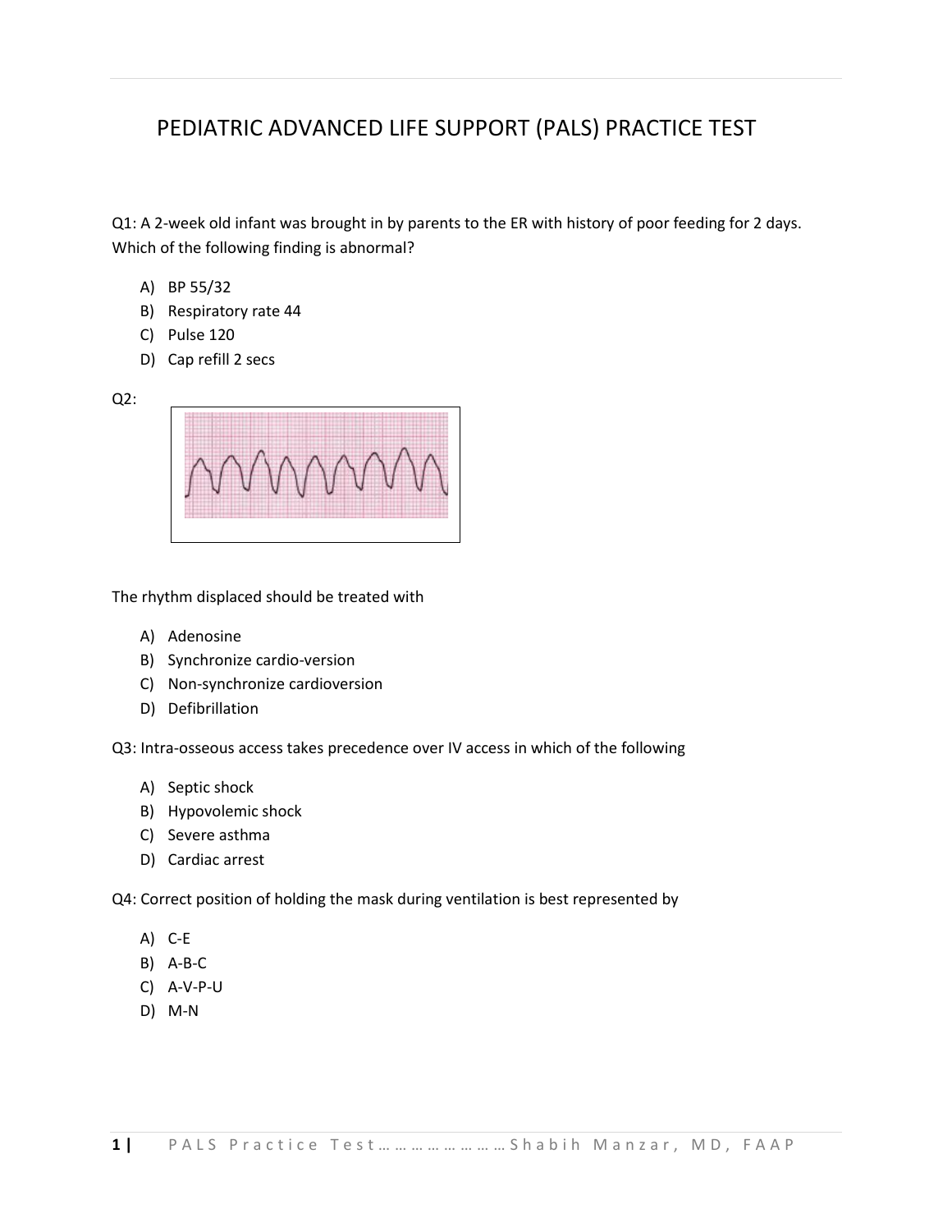# PEDIATRIC ADVANCED LIFE SUPPORT (PALS) PRACTICE TEST

Q1: A 2-week old infant was brought in by parents to the ER with history of poor feeding for 2 days. Which of the following finding is abnormal?

A) BP 55/32
B) Respiratory rate 44
C) Pulse 120
D) Cap refill 2 secs

Q2:

The rhythm displaced should be treated with

A) Adenosine
B) Synchronize cardio-version
C) Non-synchronize cardioversion
D) Defibrillation

Q3: Intra-osseous access takes precedence over IV access in which of the following

A) Septic shock
B) Hypovolemic shock
C) Severe asthma
D) Cardiac arrest

Q4: Correct position of holding the mask during ventilation is best represented by

A) C-E
B) A-B-C
C) A-V-P-U
D) M-N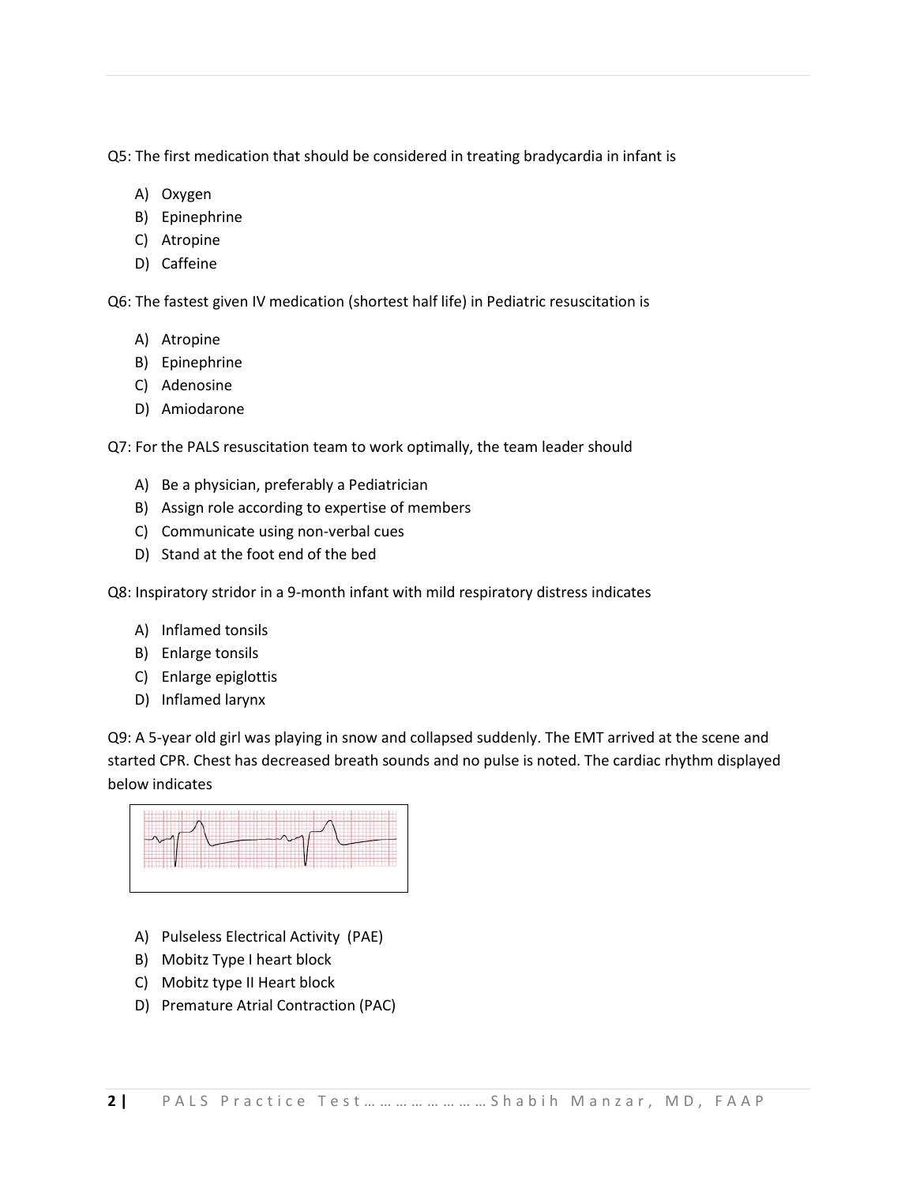Q5: The first medication that should be considered in treating bradycardia in infant is

A) Oxygen
B) Epinephrine
C) Atropine
D) Caffeine

Q6: The fastest given IV medication (shortest half life) in Pediatric resuscitation is

A) Atropine
B) Epinephrine
C) Adenosine
D) Amiodarone

Q7: For the PALS resuscitation team to work optimally, the team leader should

A) Be a physician, preferably a Pediatrician
B) Assign role according to expertise of members
C) Communicate using non-verbal cues
D) Stand at the foot end of the bed

Q8: Inspiratory stridor in a 9-month infant with mild respiratory distress indicates

A) Inflamed tonsils
B) Enlarge tonsils
C) Enlarge epiglottis
D) Inflamed larynx

Q9: A 5-year old girl was playing in snow and collapsed suddenly. The EMT arrived at the scene and started CPR. Chest has decreased breath sounds and no pulse is noted. The cardiac rhythm displayed below indicates

A) Pulseless Electrical Activity (PAE)
B) Mobitz Type I heart block
C) Mobitz type II Heart block
D) Premature Atrial Contraction (PAC)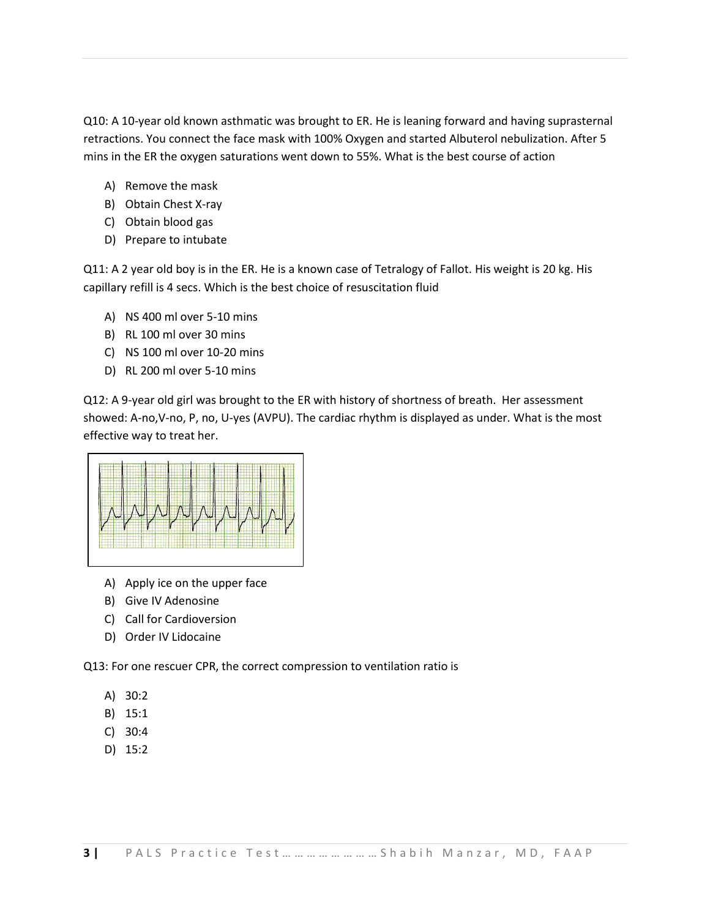Q10: A 10-year old known asthmatic was brought to ER. He is leaning forward and having suprasternal retractions. You connect the face mask with 100% Oxygen and started Albuterol nebulization. After 5 mins in the ER the oxygen saturations went down to 55%. What is the best course of action

A) Remove the mask
B) Obtain Chest X-ray
C) Obtain blood gas
D) Prepare to intubate

Q11: A 2 year old boy is in the ER. He is a known case of Tetralogy of Fallot. His weight is 20 kg. His capillary refill is 4 secs. Which is the best choice of resuscitation fluid

A) NS 400 ml over 5-10 mins
B) RL 100 ml over 30 mins
C) NS 100 ml over 10-20 mins
D) RL 200 ml over 5-10 mins

Q12: A 9-year old girl was brought to the ER with history of shortness of breath. Her assessment showed: A-no,V-no, P, no, U-yes (AVPU). The cardiac rhythm is displayed as under. What is the most effective way to treat her.

A) Apply ice on the upper face
B) Give IV Adenosine
C) Call for Cardioversion
D) Order IV Lidocaine

Q13: For one rescuer CPR, the correct compression to ventilation ratio is

A) 30:2
B) 15:1
C) 30:4
D) 15:2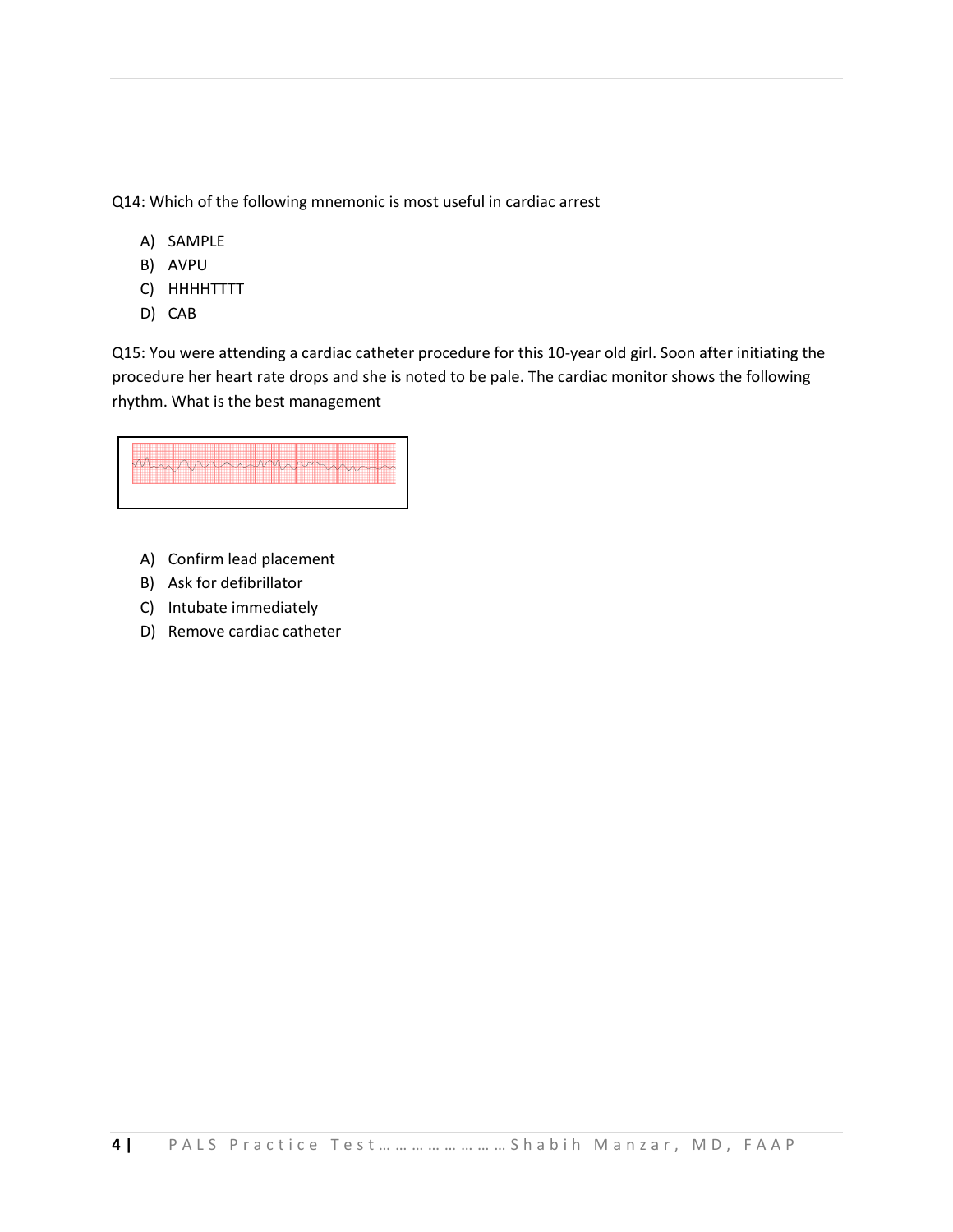Q14: Which of the following mnemonic is most useful in cardiac arrest

A) SAMPLE
B) AVPU
C) HHHHTTTT
D) CAB

Q15: You were attending a cardiac catheter procedure for this 10-year old girl. Soon after initiating the procedure her heart rate drops and she is noted to be pale. The cardiac monitor shows the following rhythm. What is the best management

A) Confirm lead placement
B) Ask for defibrillator
C) Intubate immediately
D) Remove cardiac catheter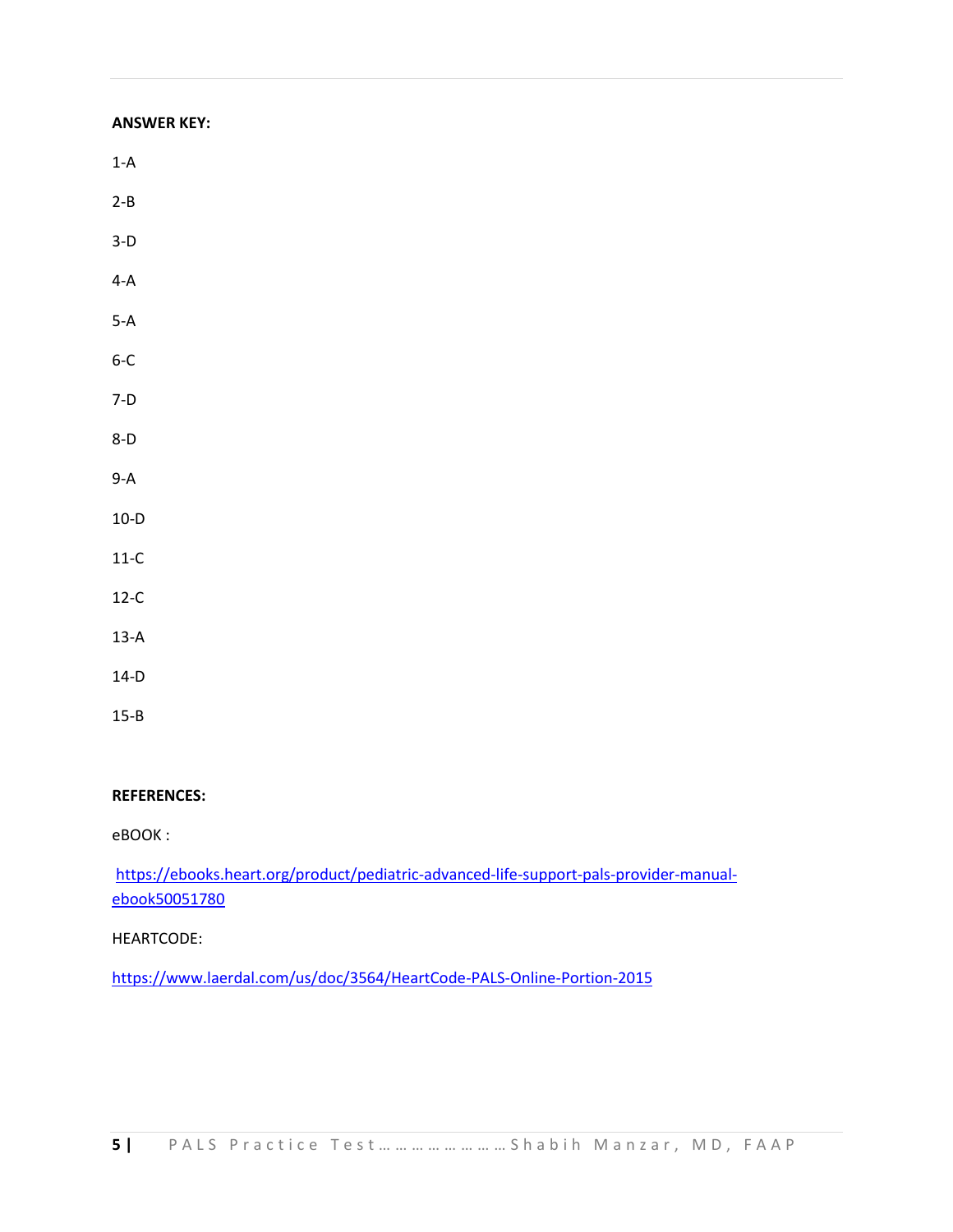**ANSWER KEY:**

1-A

2-B

3-D

4-A

5-A

6-C

7-D

8-D

9-A

10-D

11-C

12-C

13-A

14-D

15-B

**REFERENCES:**

eBOOK :

https://ebooks.heart.org/product/pediatric-advanced-life-support-pals-provider-manual-ebook50051780

HEARTCODE:

https://www.laerdal.com/us/doc/3564/HeartCode-PALS-Online-Portion-2015